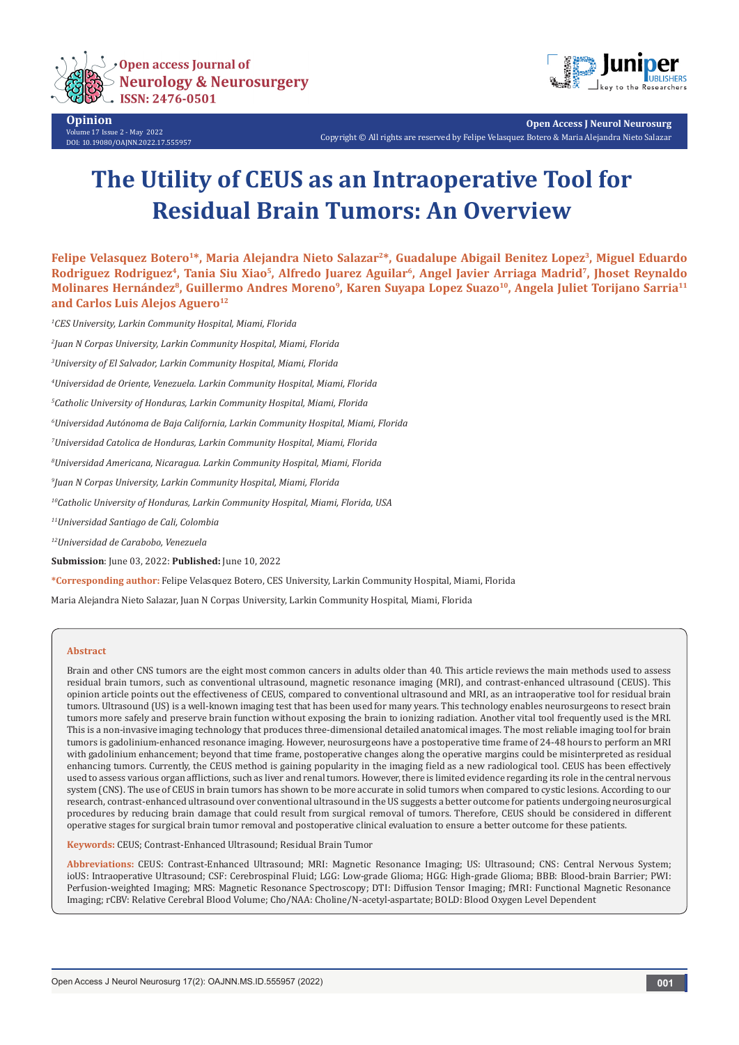Opinion

# The Utility of CEUS as an Intraoperative Tool for Residual Brain Tumors: An Overview

**Felipe Velasquez Botero[1]\*, Maria Alejandra Nieto Salazar[2]\*, Guadalupe Abigail Benitez Lopez[3], Miguel Eduardo Rodriguez Rodriguez[4], Tania Siu Xiao[5], Alfredo Juarez Aguilar[6], Angel Javier Arriaga Madrid[7], Jhoset Reynaldo Molinares Hernández[8], Guillermo Andres Moreno[9], Karen Suyapa Lopez Suazo[10], Angela Juliet Torijano Sarria[11] and Carlos Luis Alejos Aguero[12]**

*[1]CES University, Larkin Community Hospital, Miami, Florida*

*[2]Juan N Corpas University, Larkin Community Hospital, Miami, Florida*

*[3]University of El Salvador, Larkin Community Hospital, Miami, Florida*

*[4]Universidad de Oriente, Venezuela. Larkin Community Hospital, Miami, Florida*

*[5]Catholic University of Honduras, Larkin Community Hospital, Miami, Florida*

*[6]Universidad Autónoma de Baja California, Larkin Community Hospital, Miami, Florida*

*[7]Universidad Catolica de Honduras, Larkin Community Hospital, Miami, Florida*

*[8]Universidad Americana, Nicaragua. Larkin Community Hospital, Miami, Florida*

*[9]Juan N Corpas University, Larkin Community Hospital, Miami, Florida*

*[10]Catholic University of Honduras, Larkin Community Hospital, Miami, Florida, USA*

*[11]Universidad Santiago de Cali, Colombia*

*[12]Universidad de Carabobo, Venezuela*

**Submission**: June 03, 2022: **Published:** June 10, 2022

**\*Corresponding author:** Felipe Velasquez Botero, CES University, Larkin Community Hospital, Miami, Florida

Maria Alejandra Nieto Salazar, Juan N Corpas University, Larkin Community Hospital, Miami, Florida

## Abstract

Brain and other CNS tumors are the eight most common cancers in adults older than 40. This article reviews the main methods used to assess residual brain tumors, such as conventional ultrasound, magnetic resonance imaging (MRI), and contrast-enhanced ultrasound (CEUS). This opinion article points out the effectiveness of CEUS, compared to conventional ultrasound and MRI, as an intraoperative tool for residual brain tumors. Ultrasound (US) is a well-known imaging test that has been used for many years. This technology enables neurosurgeons to resect brain tumors more safely and preserve brain function without exposing the brain to ionizing radiation. Another vital tool frequently used is the MRI. This is a non-invasive imaging technology that produces three-dimensional detailed anatomical images. The most reliable imaging tool for brain tumors is gadolinium-enhanced resonance imaging. However, neurosurgeons have a postoperative time frame of 24-48 hours to perform an MRI with gadolinium enhancement; beyond that time frame, postoperative changes along the operative margins could be misinterpreted as residual enhancing tumors. Currently, the CEUS method is gaining popularity in the imaging field as a new radiological tool. CEUS has been effectively used to assess various organ afflictions, such as liver and renal tumors. However, there is limited evidence regarding its role in the central nervous system (CNS). The use of CEUS in brain tumors has shown to be more accurate in solid tumors when compared to cystic lesions. According to our research, contrast-enhanced ultrasound over conventional ultrasound in the US suggests a better outcome for patients undergoing neurosurgical procedures by reducing brain damage that could result from surgical removal of tumors. Therefore, CEUS should be considered in different operative stages for surgical brain tumor removal and postoperative clinical evaluation to ensure a better outcome for these patients.

**Keywords:** CEUS; Contrast-Enhanced Ultrasound; Residual Brain Tumor

**Abbreviations:** CEUS: Contrast-Enhanced Ultrasound; MRI: Magnetic Resonance Imaging; US: Ultrasound; CNS: Central Nervous System; ioUS: Intraoperative Ultrasound; CSF: Cerebrospinal Fluid; LGG: Low-grade Glioma; HGG: High-grade Glioma; BBB: Blood-brain Barrier; PWI: Perfusion-weighted Imaging; MRS: Magnetic Resonance Spectroscopy; DTI: Diffusion Tensor Imaging; fMRI: Functional Magnetic Resonance Imaging; rCBV: Relative Cerebral Blood Volume; Cho/NAA: Choline/N-acetyl-aspartate; BOLD: Blood Oxygen Level Dependent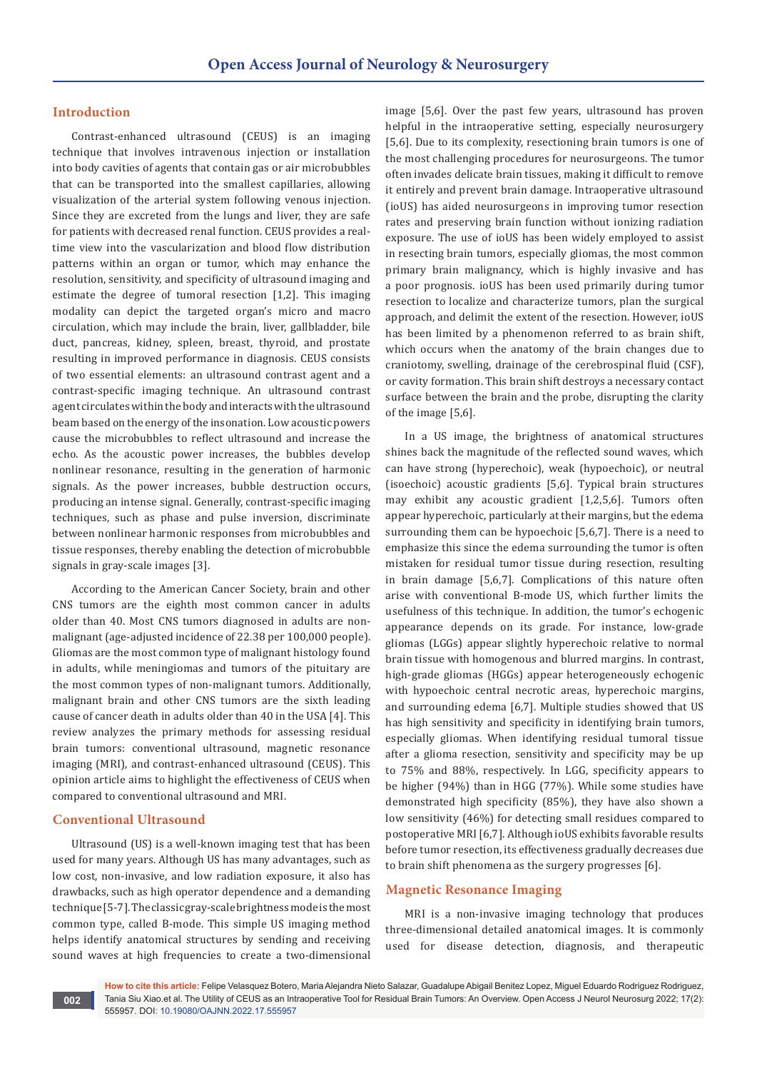## Introduction

Contrast-enhanced ultrasound (CEUS) is an imaging technique that involves intravenous injection or installation into body cavities of agents that contain gas or air microbubbles that can be transported into the smallest capillaries, allowing visualization of the arterial system following venous injection. Since they are excreted from the lungs and liver, they are safe for patients with decreased renal function. CEUS provides a real-time view into the vascularization and blood flow distribution patterns within an organ or tumor, which may enhance the resolution, sensitivity, and specificity of ultrasound imaging and estimate the degree of tumoral resection [1,2]. This imaging modality can depict the targeted organ's micro and macro circulation, which may include the brain, liver, gallbladder, bile duct, pancreas, kidney, spleen, breast, thyroid, and prostate resulting in improved performance in diagnosis. CEUS consists of two essential elements: an ultrasound contrast agent and a contrast-specific imaging technique. An ultrasound contrast agent circulates within the body and interacts with the ultrasound beam based on the energy of the insonation. Low acoustic powers cause the microbubbles to reflect ultrasound and increase the echo. As the acoustic power increases, the bubbles develop nonlinear resonance, resulting in the generation of harmonic signals. As the power increases, bubble destruction occurs, producing an intense signal. Generally, contrast-specific imaging techniques, such as phase and pulse inversion, discriminate between nonlinear harmonic responses from microbubbles and tissue responses, thereby enabling the detection of microbubble signals in gray-scale images [3].

According to the American Cancer Society, brain and other CNS tumors are the eighth most common cancer in adults older than 40. Most CNS tumors diagnosed in adults are non-malignant (age-adjusted incidence of 22.38 per 100,000 people). Gliomas are the most common type of malignant histology found in adults, while meningiomas and tumors of the pituitary are the most common types of non-malignant tumors. Additionally, malignant brain and other CNS tumors are the sixth leading cause of cancer death in adults older than 40 in the USA [4]. This review analyzes the primary methods for assessing residual brain tumors: conventional ultrasound, magnetic resonance imaging (MRI), and contrast-enhanced ultrasound (CEUS). This opinion article aims to highlight the effectiveness of CEUS when compared to conventional ultrasound and MRI.

## Conventional Ultrasound

Ultrasound (US) is a well-known imaging test that has been used for many years. Although US has many advantages, such as low cost, non-invasive, and low radiation exposure, it also has drawbacks, such as high operator dependence and a demanding technique [5-7]. The classic gray-scale brightness mode is the most common type, called B-mode. This simple US imaging method helps identify anatomical structures by sending and receiving sound waves at high frequencies to create a two-dimensional image [5,6]. Over the past few years, ultrasound has proven helpful in the intraoperative setting, especially neurosurgery [5,6]. Due to its complexity, resectioning brain tumors is one of the most challenging procedures for neurosurgeons. The tumor often invades delicate brain tissues, making it difficult to remove it entirely and prevent brain damage. Intraoperative ultrasound (ioUS) has aided neurosurgeons in improving tumor resection rates and preserving brain function without ionizing radiation exposure. The use of ioUS has been widely employed to assist in resecting brain tumors, especially gliomas, the most common primary brain malignancy, which is highly invasive and has a poor prognosis. ioUS has been used primarily during tumor resection to localize and characterize tumors, plan the surgical approach, and delimit the extent of the resection. However, ioUS has been limited by a phenomenon referred to as brain shift, which occurs when the anatomy of the brain changes due to craniotomy, swelling, drainage of the cerebrospinal fluid (CSF), or cavity formation. This brain shift destroys a necessary contact surface between the brain and the probe, disrupting the clarity of the image [5,6].

In a US image, the brightness of anatomical structures shines back the magnitude of the reflected sound waves, which can have strong (hyperechoic), weak (hypoechoic), or neutral (isoechoic) acoustic gradients [5,6]. Typical brain structures may exhibit any acoustic gradient [1,2,5,6]. Tumors often appear hyperechoic, particularly at their margins, but the edema surrounding them can be hypoechoic [5,6,7]. There is a need to emphasize this since the edema surrounding the tumor is often mistaken for residual tumor tissue during resection, resulting in brain damage [5,6,7]. Complications of this nature often arise with conventional B-mode US, which further limits the usefulness of this technique. In addition, the tumor's echogenic appearance depends on its grade. For instance, low-grade gliomas (LGGs) appear slightly hyperechoic relative to normal brain tissue with homogenous and blurred margins. In contrast, high-grade gliomas (HGGs) appear heterogeneously echogenic with hypoechoic central necrotic areas, hyperechoic margins, and surrounding edema [6,7]. Multiple studies showed that US has high sensitivity and specificity in identifying brain tumors, especially gliomas. When identifying residual tumoral tissue after a glioma resection, sensitivity and specificity may be up to 75% and 88%, respectively. In LGG, specificity appears to be higher (94%) than in HGG (77%). While some studies have demonstrated high specificity (85%), they have also shown a low sensitivity (46%) for detecting small residues compared to postoperative MRI [6,7]. Although ioUS exhibits favorable results before tumor resection, its effectiveness gradually decreases due to brain shift phenomena as the surgery progresses [6].

## Magnetic Resonance Imaging

MRI is a non-invasive imaging technology that produces three-dimensional detailed anatomical images. It is commonly used for disease detection, diagnosis, and therapeutic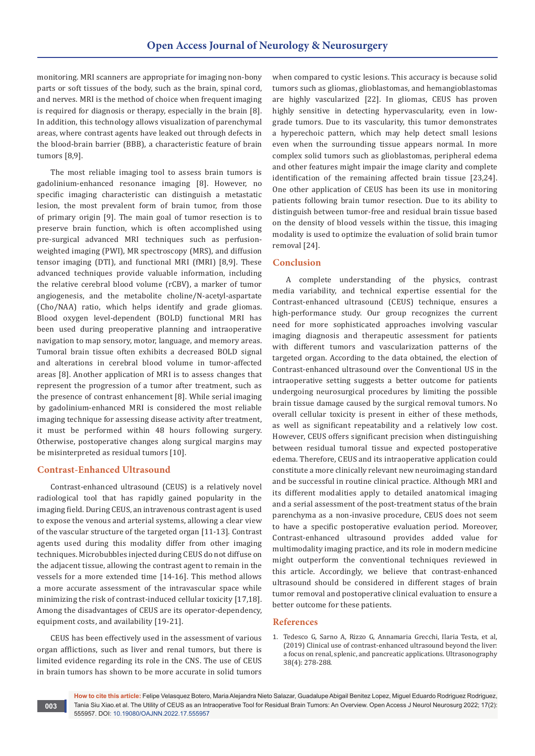monitoring. MRI scanners are appropriate for imaging non-bony parts or soft tissues of the body, such as the brain, spinal cord, and nerves. MRI is the method of choice when frequent imaging is required for diagnosis or therapy, especially in the brain [8]. In addition, this technology allows visualization of parenchymal areas, where contrast agents have leaked out through defects in the blood-brain barrier (BBB), a characteristic feature of brain tumors [8,9].

The most reliable imaging tool to assess brain tumors is gadolinium-enhanced resonance imaging [8]. However, no specific imaging characteristic can distinguish a metastatic lesion, the most prevalent form of brain tumor, from those of primary origin [9]. The main goal of tumor resection is to preserve brain function, which is often accomplished using pre-surgical advanced MRI techniques such as perfusion-weighted imaging (PWI), MR spectroscopy (MRS), and diffusion tensor imaging (DTI), and functional MRI (fMRI) [8,9]. These advanced techniques provide valuable information, including the relative cerebral blood volume (rCBV), a marker of tumor angiogenesis, and the metabolite choline/N-acetyl-aspartate (Cho/NAA) ratio, which helps identify and grade gliomas. Blood oxygen level-dependent (BOLD) functional MRI has been used during preoperative planning and intraoperative navigation to map sensory, motor, language, and memory areas. Tumoral brain tissue often exhibits a decreased BOLD signal and alterations in cerebral blood volume in tumor-affected areas [8]. Another application of MRI is to assess changes that represent the progression of a tumor after treatment, such as the presence of contrast enhancement [8]. While serial imaging by gadolinium-enhanced MRI is considered the most reliable imaging technique for assessing disease activity after treatment, it must be performed within 48 hours following surgery. Otherwise, postoperative changes along surgical margins may be misinterpreted as residual tumors [10].

## Contrast-Enhanced Ultrasound

Contrast-enhanced ultrasound (CEUS) is a relatively novel radiological tool that has rapidly gained popularity in the imaging field. During CEUS, an intravenous contrast agent is used to expose the venous and arterial systems, allowing a clear view of the vascular structure of the targeted organ [11-13]. Contrast agents used during this modality differ from other imaging techniques. Microbubbles injected during CEUS do not diffuse on the adjacent tissue, allowing the contrast agent to remain in the vessels for a more extended time [14-16]. This method allows a more accurate assessment of the intravascular space while minimizing the risk of contrast-induced cellular toxicity [17,18]. Among the disadvantages of CEUS are its operator-dependency, equipment costs, and availability [19-21].

CEUS has been effectively used in the assessment of various organ afflictions, such as liver and renal tumors, but there is limited evidence regarding its role in the CNS. The use of CEUS in brain tumors has shown to be more accurate in solid tumors when compared to cystic lesions. This accuracy is because solid tumors such as gliomas, glioblastomas, and hemangioblastomas are highly vascularized [22]. In gliomas, CEUS has proven highly sensitive in detecting hypervascularity, even in low-grade tumors. Due to its vascularity, this tumor demonstrates a hyperechoic pattern, which may help detect small lesions even when the surrounding tissue appears normal. In more complex solid tumors such as glioblastomas, peripheral edema and other features might impair the image clarity and complete identification of the remaining affected brain tissue [23,24]. One other application of CEUS has been its use in monitoring patients following brain tumor resection. Due to its ability to distinguish between tumor-free and residual brain tissue based on the density of blood vessels within the tissue, this imaging modality is used to optimize the evaluation of solid brain tumor removal [24].

## Conclusion

A complete understanding of the physics, contrast media variability, and technical expertise essential for the Contrast-enhanced ultrasound (CEUS) technique, ensures a high-performance study. Our group recognizes the current need for more sophisticated approaches involving vascular imaging diagnosis and therapeutic assessment for patients with different tumors and vascularization patterns of the targeted organ. According to the data obtained, the election of Contrast-enhanced ultrasound over the Conventional US in the intraoperative setting suggests a better outcome for patients undergoing neurosurgical procedures by limiting the possible brain tissue damage caused by the surgical removal tumors. No overall cellular toxicity is present in either of these methods, as well as significant repeatability and a relatively low cost. However, CEUS offers significant precision when distinguishing between residual tumoral tissue and expected postoperative edema. Therefore, CEUS and its intraoperative application could constitute a more clinically relevant new neuroimaging standard and be successful in routine clinical practice. Although MRI and its different modalities apply to detailed anatomical imaging and a serial assessment of the post-treatment status of the brain parenchyma as a non-invasive procedure, CEUS does not seem to have a specific postoperative evaluation period. Moreover, Contrast-enhanced ultrasound provides added value for multimodality imaging practice, and its role in modern medicine might outperform the conventional techniques reviewed in this article. Accordingly, we believe that contrast-enhanced ultrasound should be considered in different stages of brain tumor removal and postoperative clinical evaluation to ensure a better outcome for these patients.

## References

1. Tedesco G, Sarno A, Rizzo G, Annamaria Grecchi, Ilaria Testa, et al, (2019) Clinical use of contrast-enhanced ultrasound beyond the liver: a focus on renal, splenic, and pancreatic applications. Ultrasonography 38(4): 278-288.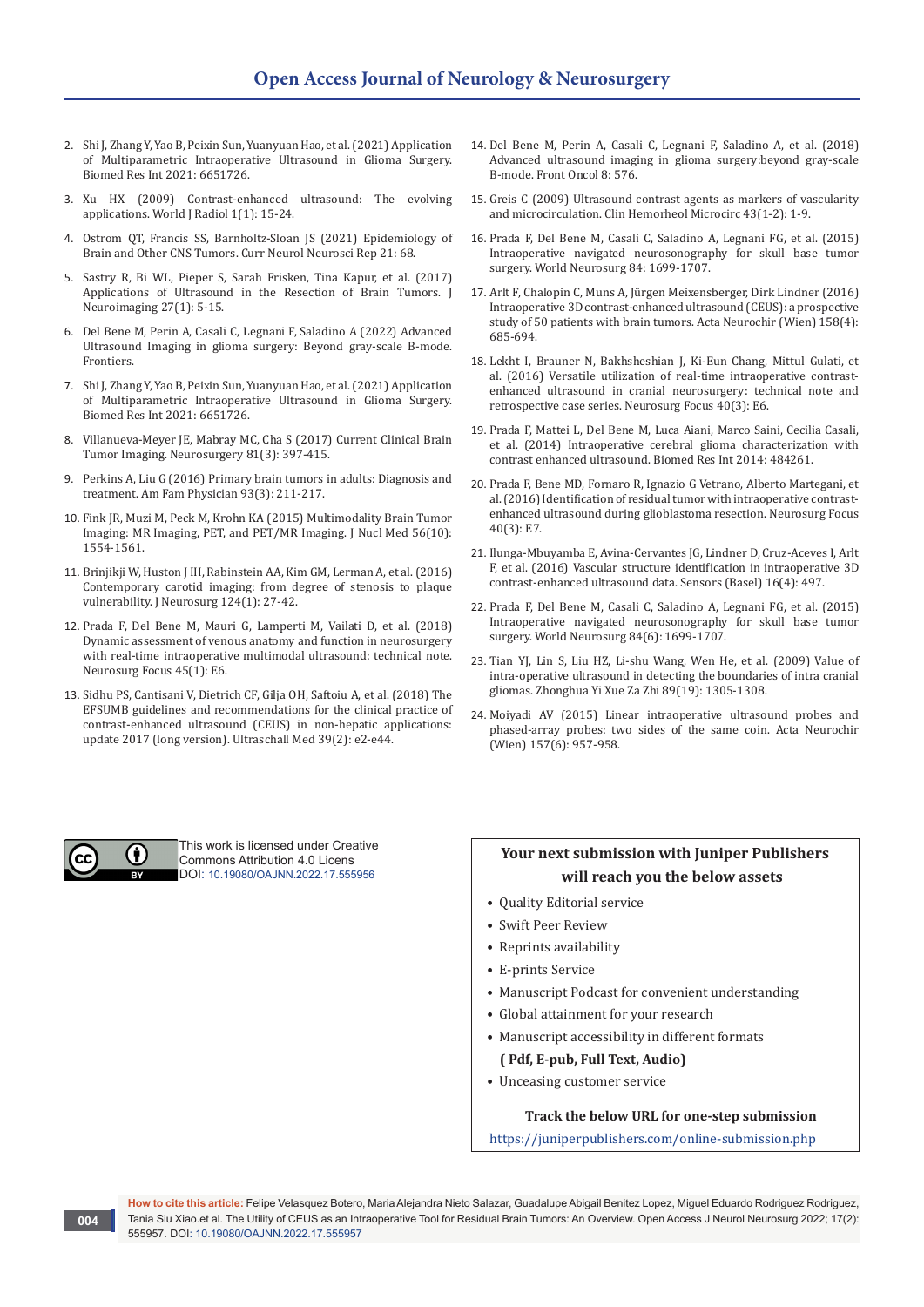2. Shi J, Zhang Y, Yao B, Peixin Sun, Yuanyuan Hao, et al. (2021) Application of Multiparametric Intraoperative Ultrasound in Glioma Surgery. Biomed Res Int 2021: 6651726.
3. Xu HX (2009) Contrast-enhanced ultrasound: The evolving applications. World J Radiol 1(1): 15-24.
4. Ostrom QT, Francis SS, Barnholtz-Sloan JS (2021) Epidemiology of Brain and Other CNS Tumors. Curr Neurol Neurosci Rep 21: 68.
5. Sastry R, Bi WL, Pieper S, Sarah Frisken, Tina Kapur, et al. (2017) Applications of Ultrasound in the Resection of Brain Tumors. J Neuroimaging 27(1): 5-15.
6. Del Bene M, Perin A, Casali C, Legnani F, Saladino A (2022) Advanced Ultrasound Imaging in glioma surgery: Beyond gray-scale B-mode. Frontiers.
7. Shi J, Zhang Y, Yao B, Peixin Sun, Yuanyuan Hao, et al. (2021) Application of Multiparametric Intraoperative Ultrasound in Glioma Surgery. Biomed Res Int 2021: 6651726.
8. Villanueva-Meyer JE, Mabray MC, Cha S (2017) Current Clinical Brain Tumor Imaging. Neurosurgery 81(3): 397-415.
9. Perkins A, Liu G (2016) Primary brain tumors in adults: Diagnosis and treatment. Am Fam Physician 93(3): 211-217.
10. Fink JR, Muzi M, Peck M, Krohn KA (2015) Multimodality Brain Tumor Imaging: MR Imaging, PET, and PET/MR Imaging. J Nucl Med 56(10): 1554-1561.
11. Brinjikji W, Huston J III, Rabinstein AA, Kim GM, Lerman A, et al. (2016) Contemporary carotid imaging: from degree of stenosis to plaque vulnerability. J Neurosurg 124(1): 27-42.
12. Prada F, Del Bene M, Mauri G, Lamperti M, Vailati D, et al. (2018) Dynamic assessment of venous anatomy and function in neurosurgery with real-time intraoperative multimodal ultrasound: technical note. Neurosurg Focus 45(1): E6.
13. Sidhu PS, Cantisani V, Dietrich CF, Gilja OH, Saftoiu A, et al. (2018) The EFSUMB guidelines and recommendations for the clinical practice of contrast-enhanced ultrasound (CEUS) in non-hepatic applications: update 2017 (long version). Ultraschall Med 39(2): e2-e44.
14. Del Bene M, Perin A, Casali C, Legnani F, Saladino A, et al. (2018) Advanced ultrasound imaging in glioma surgery:beyond gray-scale B-mode. Front Oncol 8: 576.
15. Greis C (2009) Ultrasound contrast agents as markers of vascularity and microcirculation. Clin Hemorheol Microcirc 43(1-2): 1-9.
16. Prada F, Del Bene M, Casali C, Saladino A, Legnani FG, et al. (2015) Intraoperative navigated neurosonography for skull base tumor surgery. World Neurosurg 84: 1699-1707.
17. Arlt F, Chalopin C, Muns A, Jürgen Meixensberger, Dirk Lindner (2016) Intraoperative 3D contrast-enhanced ultrasound (CEUS): a prospective study of 50 patients with brain tumors. Acta Neurochir (Wien) 158(4): 685-694.
18. Lekht I, Brauner N, Bakhsheshian J, Ki-Eun Chang, Mittul Gulati, et al. (2016) Versatile utilization of real-time intraoperative contrast-enhanced ultrasound in cranial neurosurgery: technical note and retrospective case series. Neurosurg Focus 40(3): E6.
19. Prada F, Mattei L, Del Bene M, Luca Aiani, Marco Saini, Cecilia Casali, et al. (2014) Intraoperative cerebral glioma characterization with contrast enhanced ultrasound. Biomed Res Int 2014: 484261.
20. Prada F, Bene MD, Fornaro R, Ignazio G Vetrano, Alberto Martegani, et al. (2016) Identification of residual tumor with intraoperative contrast-enhanced ultrasound during glioblastoma resection. Neurosurg Focus 40(3): E7.
21. Ilunga-Mbuyamba E, Avina-Cervantes JG, Lindner D, Cruz-Aceves I, Arlt F, et al. (2016) Vascular structure identification in intraoperative 3D contrast-enhanced ultrasound data. Sensors (Basel) 16(4): 497.
22. Prada F, Del Bene M, Casali C, Saladino A, Legnani FG, et al. (2015) Intraoperative navigated neurosonography for skull base tumor surgery. World Neurosurg 84(6): 1699-1707.
23. Tian YJ, Lin S, Liu HZ, Li-shu Wang, Wen He, et al. (2009) Value of intra-operative ultrasound in detecting the boundaries of intra cranial gliomas. Zhonghua Yi Xue Za Zhi 89(19): 1305-1308.
24. Moiyadi AV (2015) Linear intraoperative ultrasound probes and phased-array probes: two sides of the same coin. Acta Neurochir (Wien) 157(6): 957-958.

This work is licensed under Creative Commons Attribution 4.0 Licens
DOI: 10.19080/OAJNN.2022.17.555956

**Your next submission with Juniper Publishers will reach you the below assets**

- Quality Editorial service
- Swift Peer Review
- Reprints availability
- E-prints Service
- Manuscript Podcast for convenient understanding
- Global attainment for your research
- Manuscript accessibility in different formats
  **( Pdf, E-pub, Full Text, Audio)**
- Unceasing customer service

**Track the below URL for one-step submission**
https://juniperpublishers.com/online-submission.php

**How to cite this article:** Felipe Velasquez Botero, Maria Alejandra Nieto Salazar, Guadalupe Abigail Benitez Lopez, Miguel Eduardo Rodriguez Rodriguez, Tania Siu Xiao.et al. The Utility of CEUS as an Intraoperative Tool for Residual Brain Tumors: An Overview. Open Access J Neurol Neurosurg 2022; 17(2): 555957. DOI: 10.19080/OAJNN.2022.17.555957